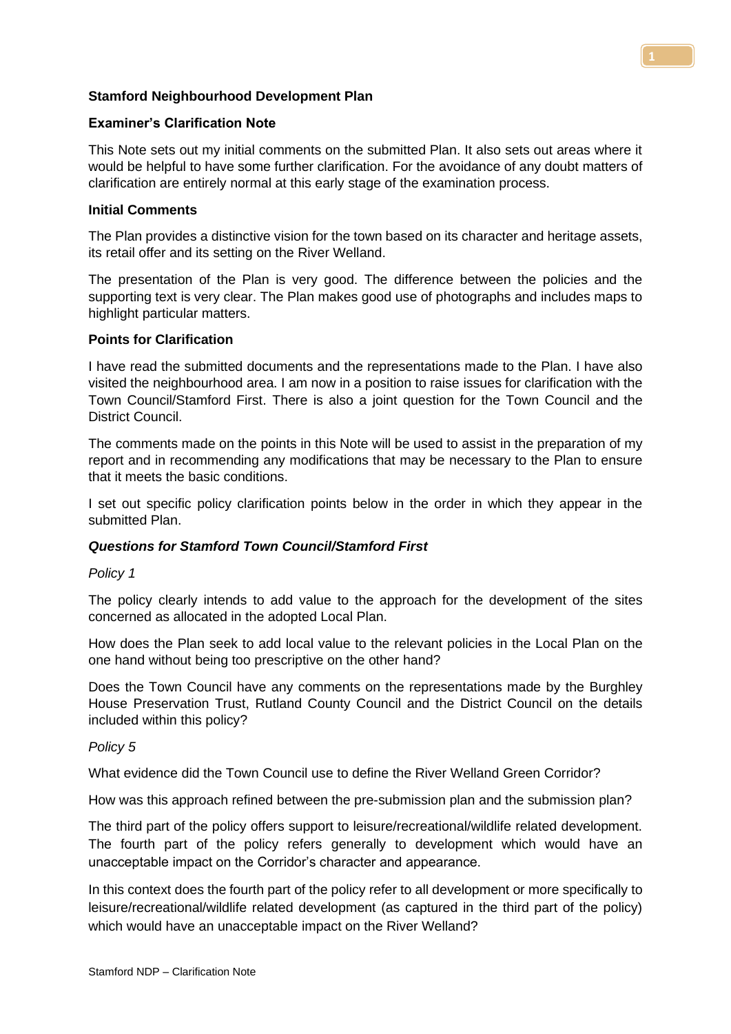**Stamford Neighbourhood Development Plan**

**Examiner's Clarification Note**

This Note sets out my initial comments on the submitted Plan. It also sets out areas where it would be helpful to have some further clarification. For the avoidance of any doubt matters of clarification are entirely normal at this early stage of the examination process.

**Initial Comments**

The Plan provides a distinctive vision for the town based on its character and heritage assets, its retail offer and its setting on the River Welland.

The presentation of the Plan is very good. The difference between the policies and the supporting text is very clear. The Plan makes good use of photographs and includes maps to highlight particular matters.

**Points for Clarification**

I have read the submitted documents and the representations made to the Plan. I have also visited the neighbourhood area. I am now in a position to raise issues for clarification with the Town Council/Stamford First. There is also a joint question for the Town Council and the District Council.

The comments made on the points in this Note will be used to assist in the preparation of my report and in recommending any modifications that may be necessary to the Plan to ensure that it meets the basic conditions.

I set out specific policy clarification points below in the order in which they appear in the submitted Plan.

***Questions for Stamford Town Council/Stamford First***

*Policy 1*

The policy clearly intends to add value to the approach for the development of the sites concerned as allocated in the adopted Local Plan.

How does the Plan seek to add local value to the relevant policies in the Local Plan on the one hand without being too prescriptive on the other hand?

Does the Town Council have any comments on the representations made by the Burghley House Preservation Trust, Rutland County Council and the District Council on the details included within this policy?

*Policy 5*

What evidence did the Town Council use to define the River Welland Green Corridor?

How was this approach refined between the pre-submission plan and the submission plan?

The third part of the policy offers support to leisure/recreational/wildlife related development. The fourth part of the policy refers generally to development which would have an unacceptable impact on the Corridor's character and appearance.

In this context does the fourth part of the policy refer to all development or more specifically to leisure/recreational/wildlife related development (as captured in the third part of the policy) which would have an unacceptable impact on the River Welland?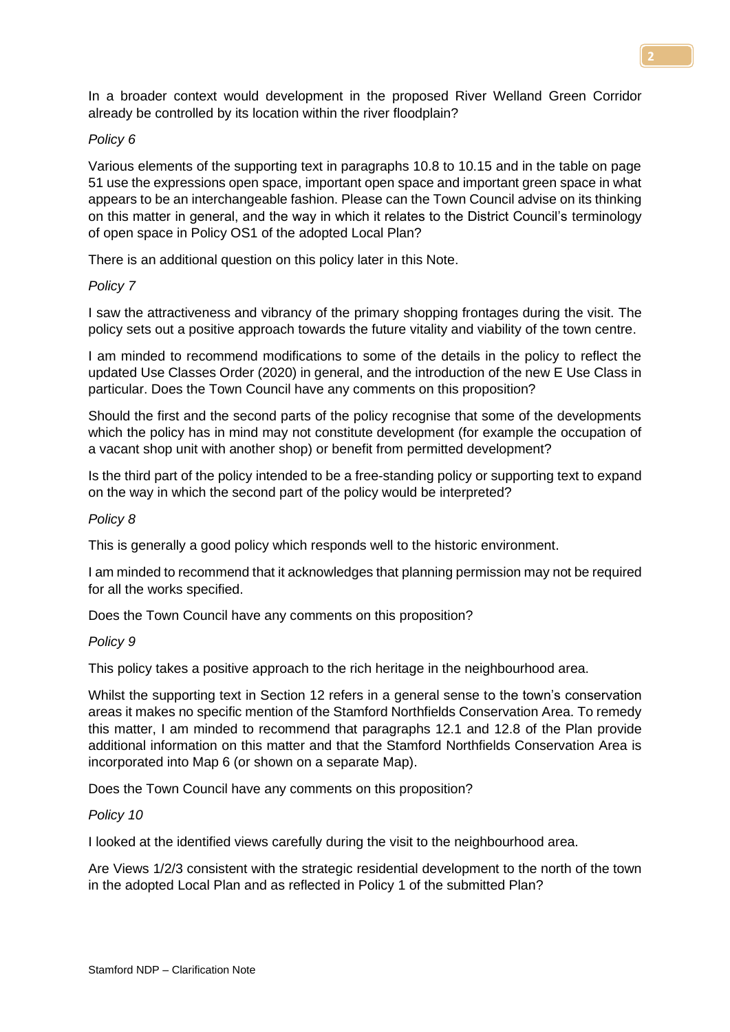In a broader context would development in the proposed River Welland Green Corridor already be controlled by its location within the river floodplain?

*Policy 6*

Various elements of the supporting text in paragraphs 10.8 to 10.15 and in the table on page 51 use the expressions open space, important open space and important green space in what appears to be an interchangeable fashion. Please can the Town Council advise on its thinking on this matter in general, and the way in which it relates to the District Council's terminology of open space in Policy OS1 of the adopted Local Plan?

There is an additional question on this policy later in this Note.

*Policy 7*

I saw the attractiveness and vibrancy of the primary shopping frontages during the visit. The policy sets out a positive approach towards the future vitality and viability of the town centre.

I am minded to recommend modifications to some of the details in the policy to reflect the updated Use Classes Order (2020) in general, and the introduction of the new E Use Class in particular. Does the Town Council have any comments on this proposition?

Should the first and the second parts of the policy recognise that some of the developments which the policy has in mind may not constitute development (for example the occupation of a vacant shop unit with another shop) or benefit from permitted development?

Is the third part of the policy intended to be a free-standing policy or supporting text to expand on the way in which the second part of the policy would be interpreted?

*Policy 8*

This is generally a good policy which responds well to the historic environment.

I am minded to recommend that it acknowledges that planning permission may not be required for all the works specified.

Does the Town Council have any comments on this proposition?

*Policy 9*

This policy takes a positive approach to the rich heritage in the neighbourhood area.

Whilst the supporting text in Section 12 refers in a general sense to the town's conservation areas it makes no specific mention of the Stamford Northfields Conservation Area. To remedy this matter, I am minded to recommend that paragraphs 12.1 and 12.8 of the Plan provide additional information on this matter and that the Stamford Northfields Conservation Area is incorporated into Map 6 (or shown on a separate Map).

Does the Town Council have any comments on this proposition?

*Policy 10*

I looked at the identified views carefully during the visit to the neighbourhood area.

Are Views 1/2/3 consistent with the strategic residential development to the north of the town in the adopted Local Plan and as reflected in Policy 1 of the submitted Plan?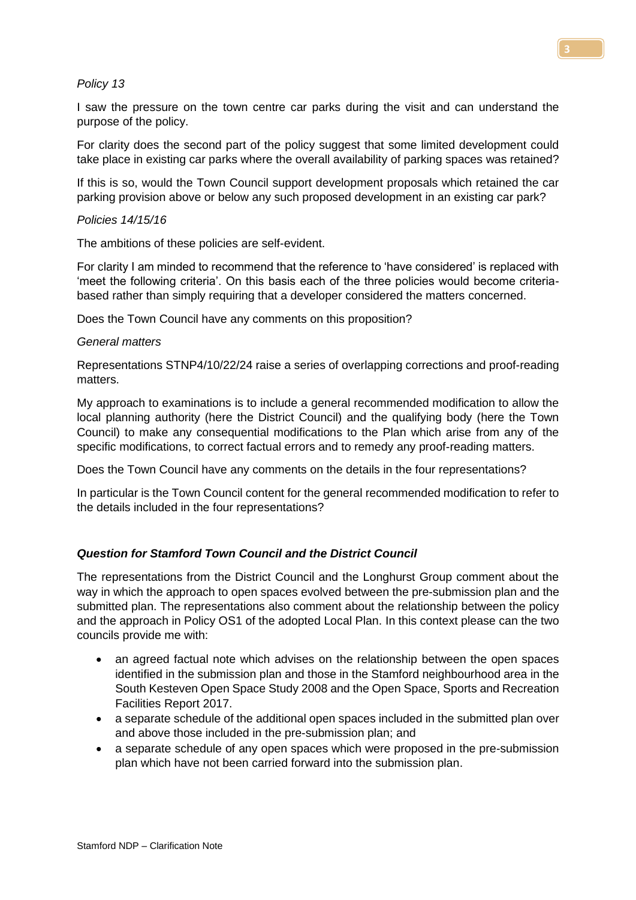*Policy 13*

I saw the pressure on the town centre car parks during the visit and can understand the purpose of the policy.

For clarity does the second part of the policy suggest that some limited development could take place in existing car parks where the overall availability of parking spaces was retained?

If this is so, would the Town Council support development proposals which retained the car parking provision above or below any such proposed development in an existing car park?

*Policies 14/15/16*

The ambitions of these policies are self-evident.

For clarity I am minded to recommend that the reference to 'have considered' is replaced with 'meet the following criteria'. On this basis each of the three policies would become criteria-based rather than simply requiring that a developer considered the matters concerned.

Does the Town Council have any comments on this proposition?

*General matters*

Representations STNP4/10/22/24 raise a series of overlapping corrections and proof-reading matters.

My approach to examinations is to include a general recommended modification to allow the local planning authority (here the District Council) and the qualifying body (here the Town Council) to make any consequential modifications to the Plan which arise from any of the specific modifications, to correct factual errors and to remedy any proof-reading matters.

Does the Town Council have any comments on the details in the four representations?

In particular is the Town Council content for the general recommended modification to refer to the details included in the four representations?

### *Question for Stamford Town Council and the District Council*

The representations from the District Council and the Longhurst Group comment about the way in which the approach to open spaces evolved between the pre-submission plan and the submitted plan. The representations also comment about the relationship between the policy and the approach in Policy OS1 of the adopted Local Plan. In this context please can the two councils provide me with:

- an agreed factual note which advises on the relationship between the open spaces identified in the submission plan and those in the Stamford neighbourhood area in the South Kesteven Open Space Study 2008 and the Open Space, Sports and Recreation Facilities Report 2017.
- a separate schedule of the additional open spaces included in the submitted plan over and above those included in the pre-submission plan; and
- a separate schedule of any open spaces which were proposed in the pre-submission plan which have not been carried forward into the submission plan.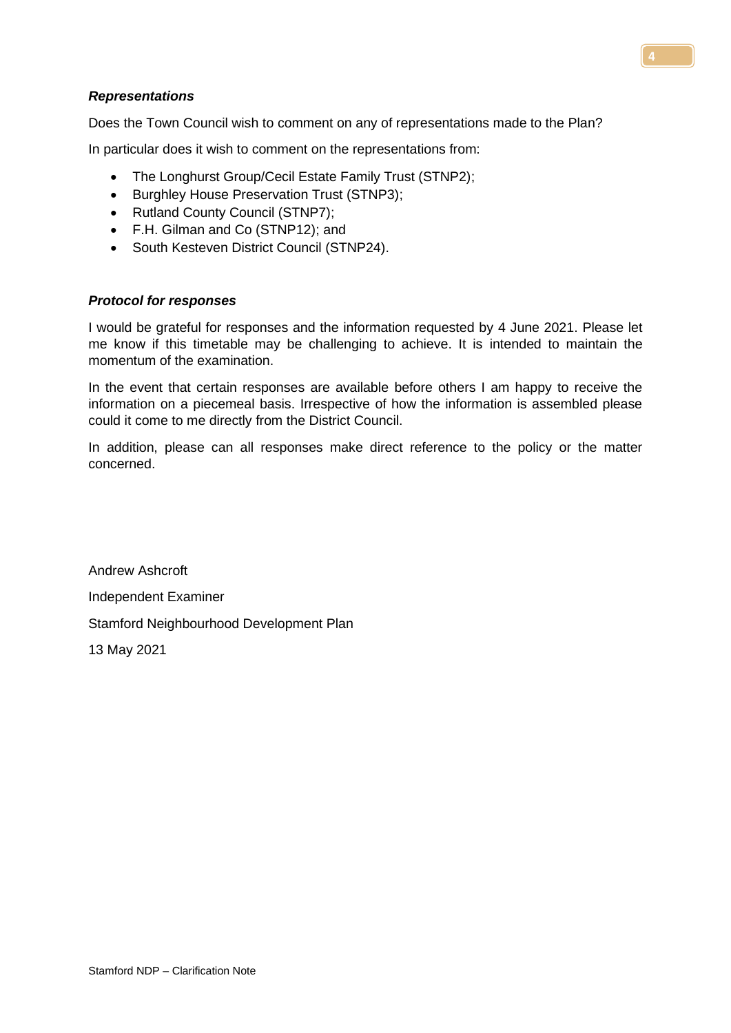***Representations***

Does the Town Council wish to comment on any of representations made to the Plan?

In particular does it wish to comment on the representations from:

- The Longhurst Group/Cecil Estate Family Trust (STNP2);
- Burghley House Preservation Trust (STNP3);
- Rutland County Council (STNP7);
- F.H. Gilman and Co (STNP12); and
- South Kesteven District Council (STNP24).

***Protocol for responses***

I would be grateful for responses and the information requested by 4 June 2021. Please let me know if this timetable may be challenging to achieve. It is intended to maintain the momentum of the examination.

In the event that certain responses are available before others I am happy to receive the information on a piecemeal basis. Irrespective of how the information is assembled please could it come to me directly from the District Council.

In addition, please can all responses make direct reference to the policy or the matter concerned.

Andrew Ashcroft

Independent Examiner

Stamford Neighbourhood Development Plan

13 May 2021